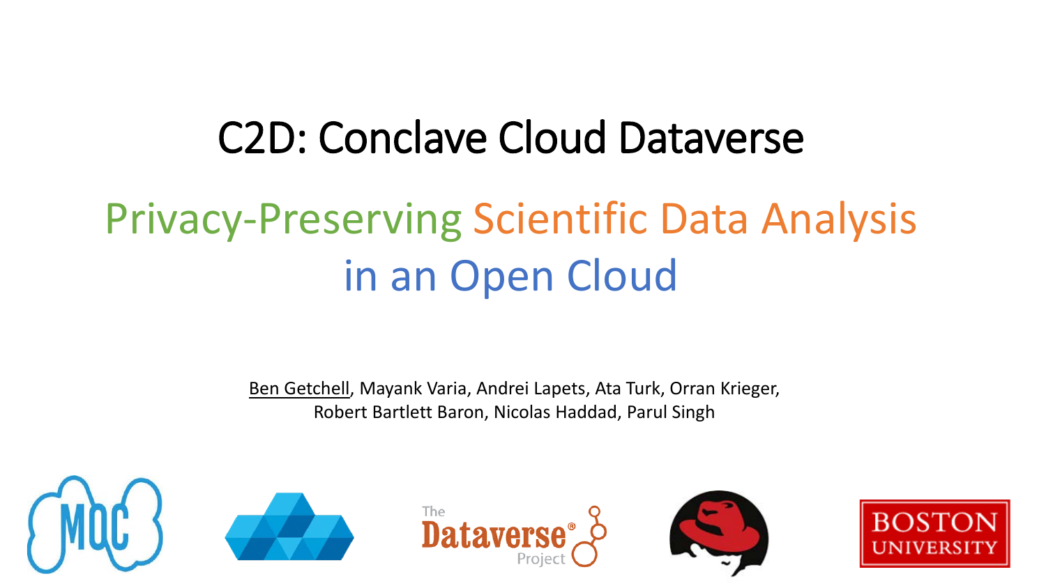# C2D: Conclave Cloud Dataverse

## Privacy-Preserving Scientific Data Analysis in an Open Cloud

Ben Getchell, Mayank Varia, Andrei Lapets, Ata Turk, Orran Krieger, Robert Bartlett Baron, Nicolas Haddad, Parul Singh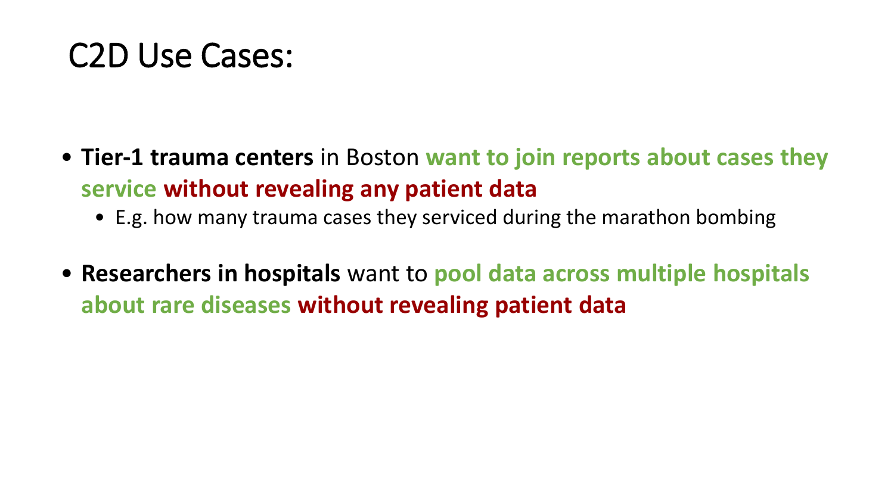# C2D Use Cases:

- **Tier-1 trauma centers** in Boston **want to join reports about cases they service without revealing any patient data**
  - E.g. how many trauma cases they serviced during the marathon bombing
- **Researchers in hospitals** want to **pool data across multiple hospitals about rare diseases without revealing patient data**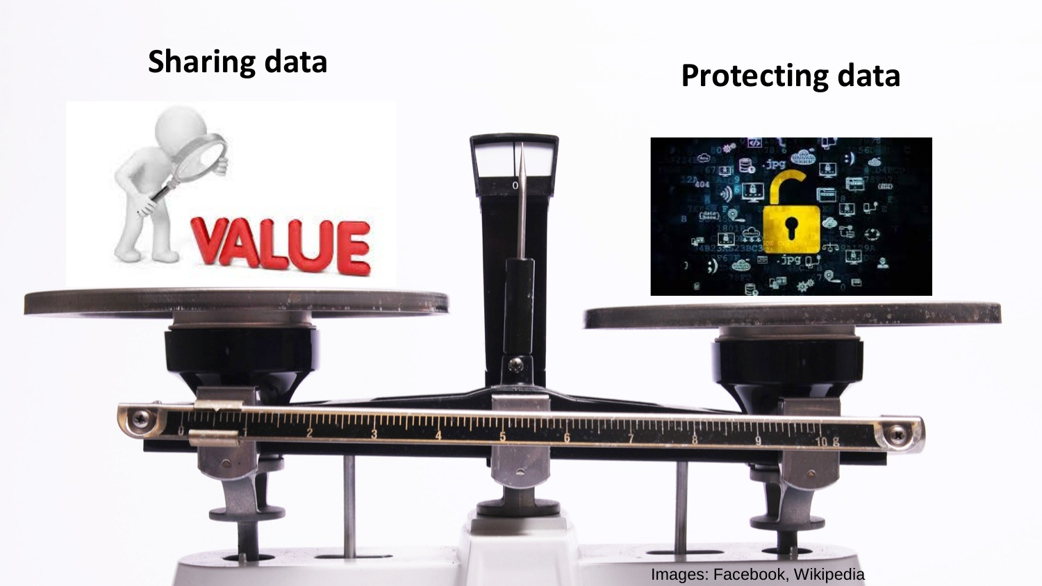Sharing data

Protecting data

Images: Facebook, Wikipedia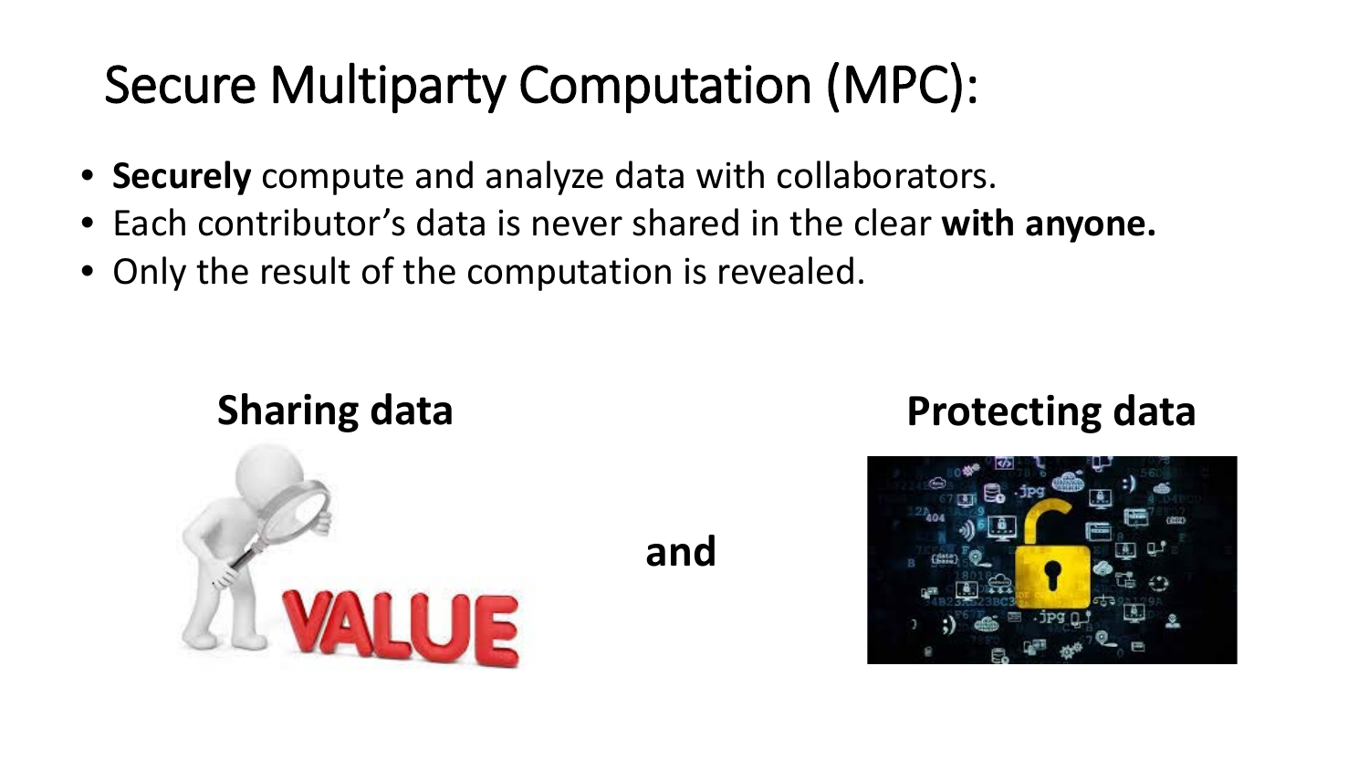# Secure Multiparty Computation (MPC):

- **Securely** compute and analyze data with collaborators.
- Each contributor's data is never shared in the clear **with anyone.**
- Only the result of the computation is revealed.

**Sharing data** **and** **Protecting data**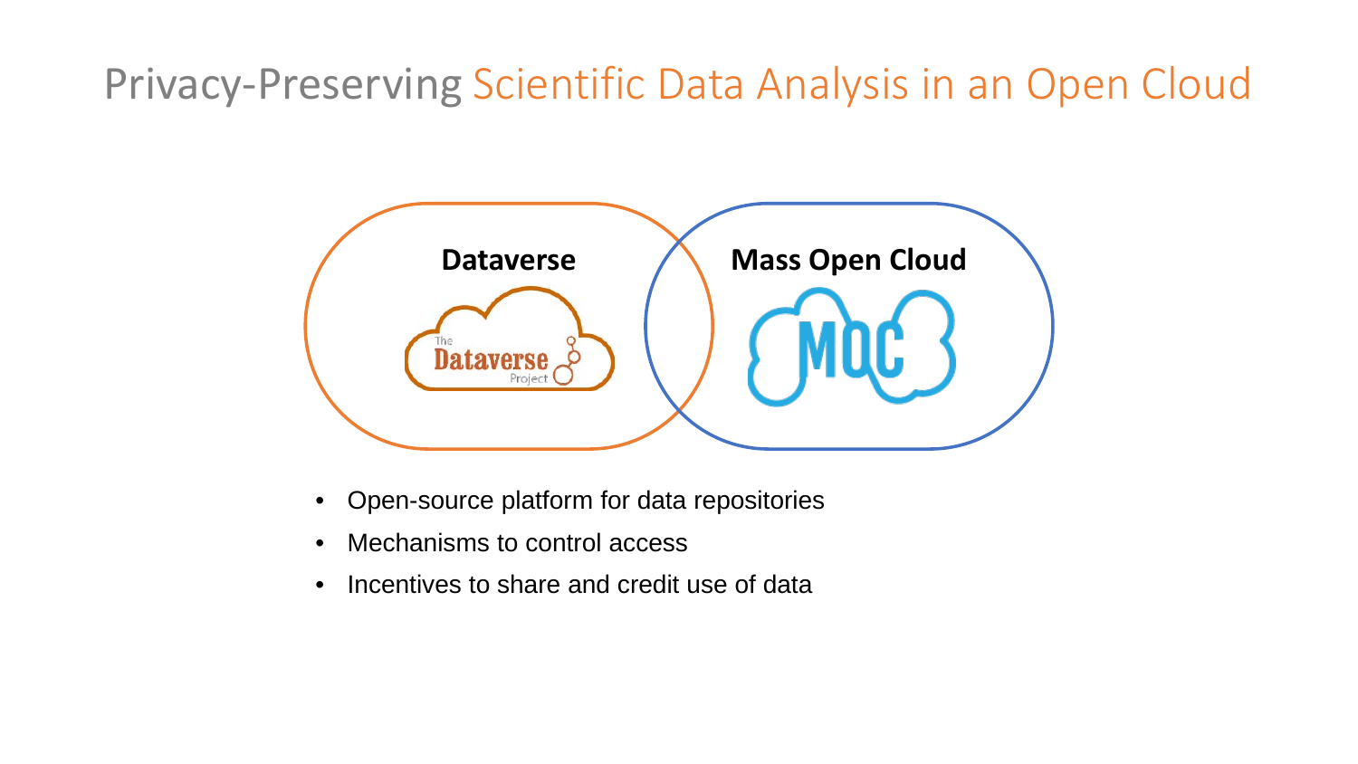# Privacy-Preserving Scientific Data Analysis in an Open Cloud

**Dataverse**

**Mass Open Cloud**

- Open-source platform for data repositories
- Mechanisms to control access
- Incentives to share and credit use of data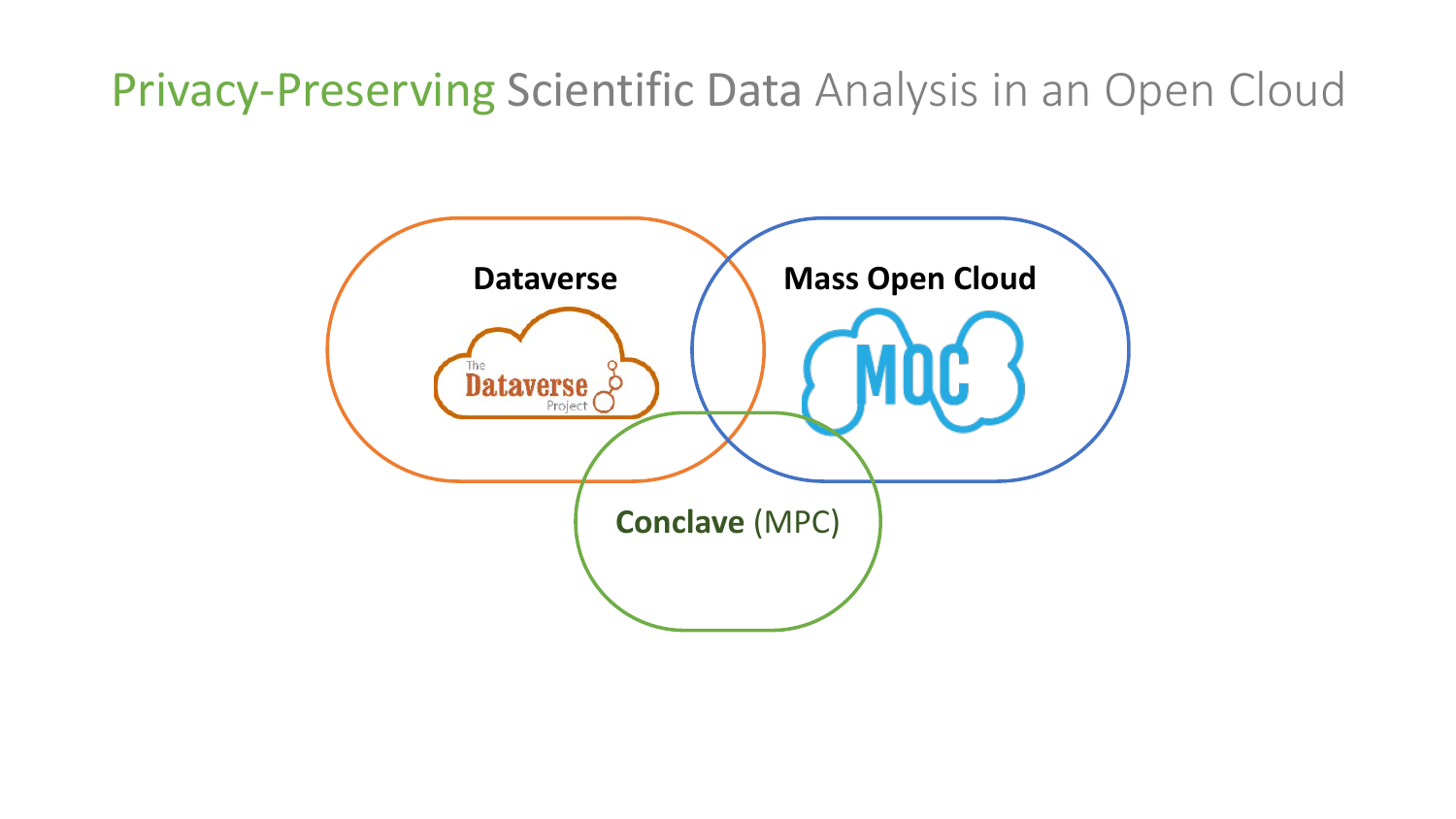# Privacy-Preserving Scientific Data Analysis in an Open Cloud

**Dataverse**

The Dataverse Project

**Mass Open Cloud**

MOC

**Conclave** (MPC)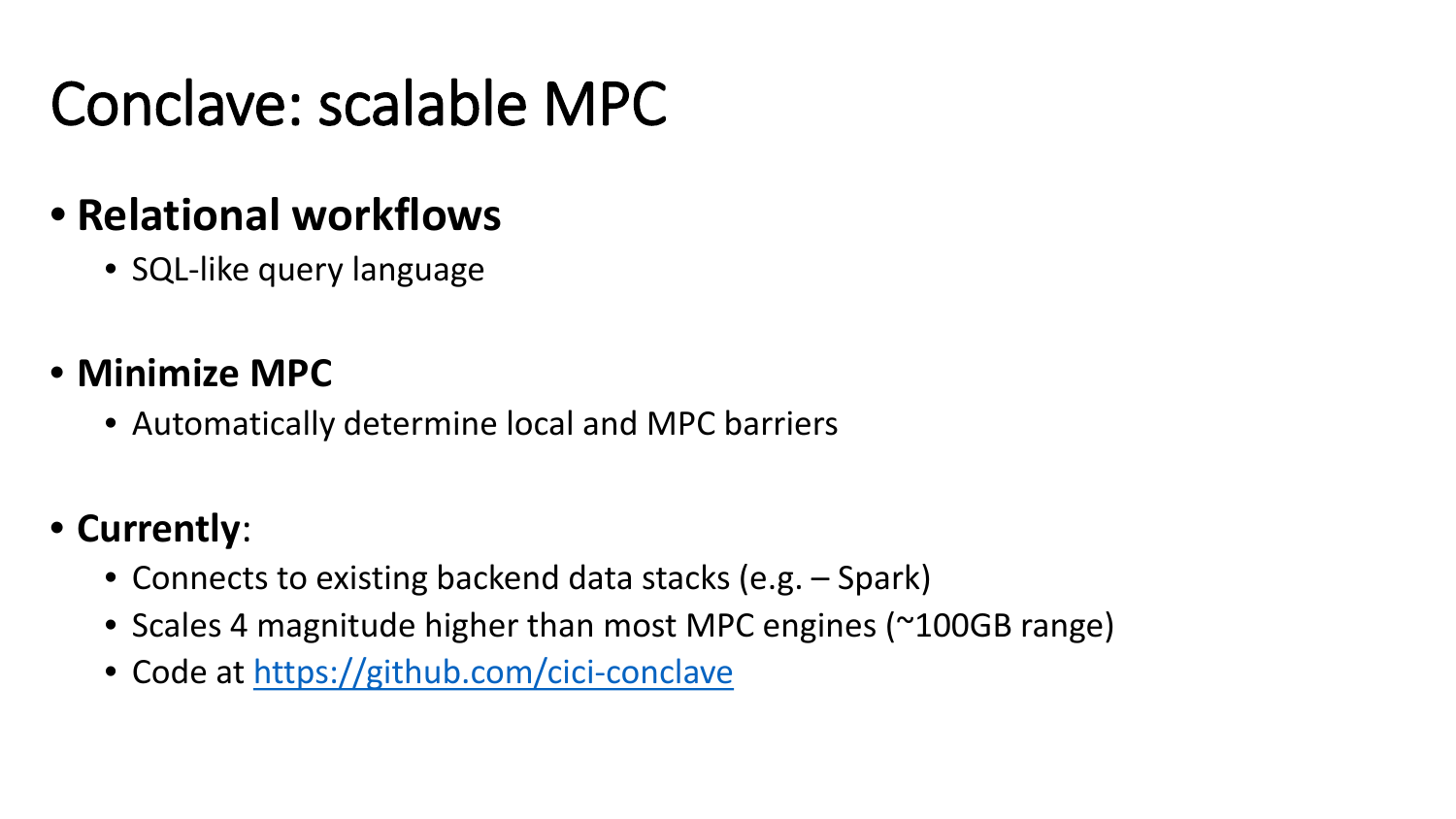# Conclave: scalable MPC

- **Relational workflows**
  - SQL-like query language
- **Minimize MPC**
  - Automatically determine local and MPC barriers
- **Currently**:
  - Connects to existing backend data stacks (e.g. – Spark)
  - Scales 4 magnitude higher than most MPC engines (~100GB range)
  - Code at [https://github.com/cici-conclave](https://github.com/cici-conclave)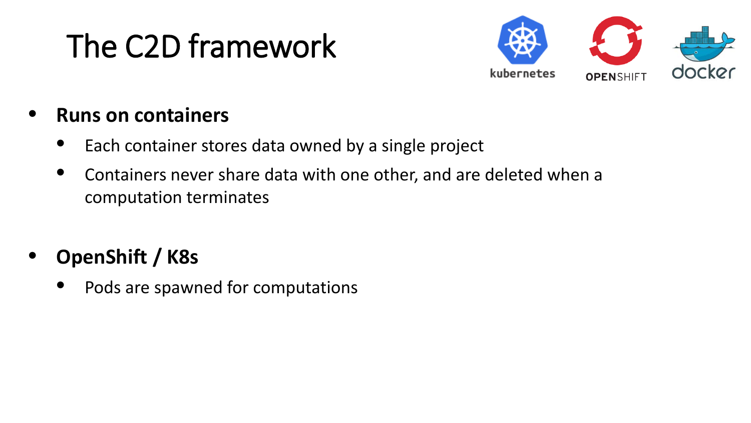# The C2D framework

- **Runs on containers**
  - Each container stores data owned by a single project
  - Containers never share data with one other, and are deleted when a computation terminates

- **OpenShift / K8s**
  - Pods are spawned for computations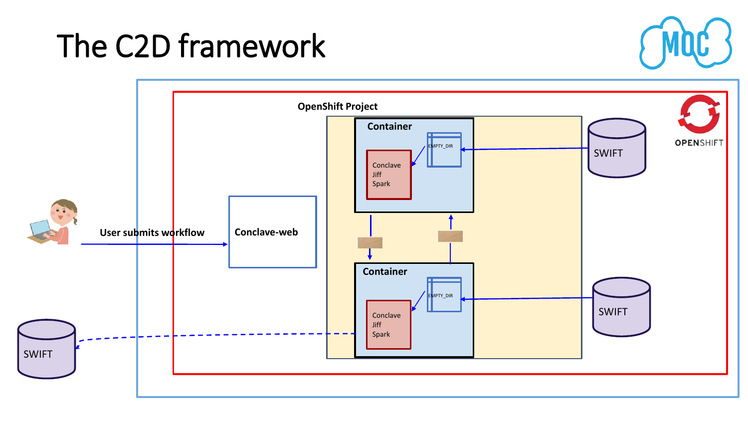# The C2D framework

OpenShift Project

Container

EMPTY_DIR

Conclave
Jiff
Spark

SWIFT

OPENSHIFT

User submits workflow

Conclave-web

Container

EMPTY_DIR

Conclave
Jiff
Spark

SWIFT

SWIFT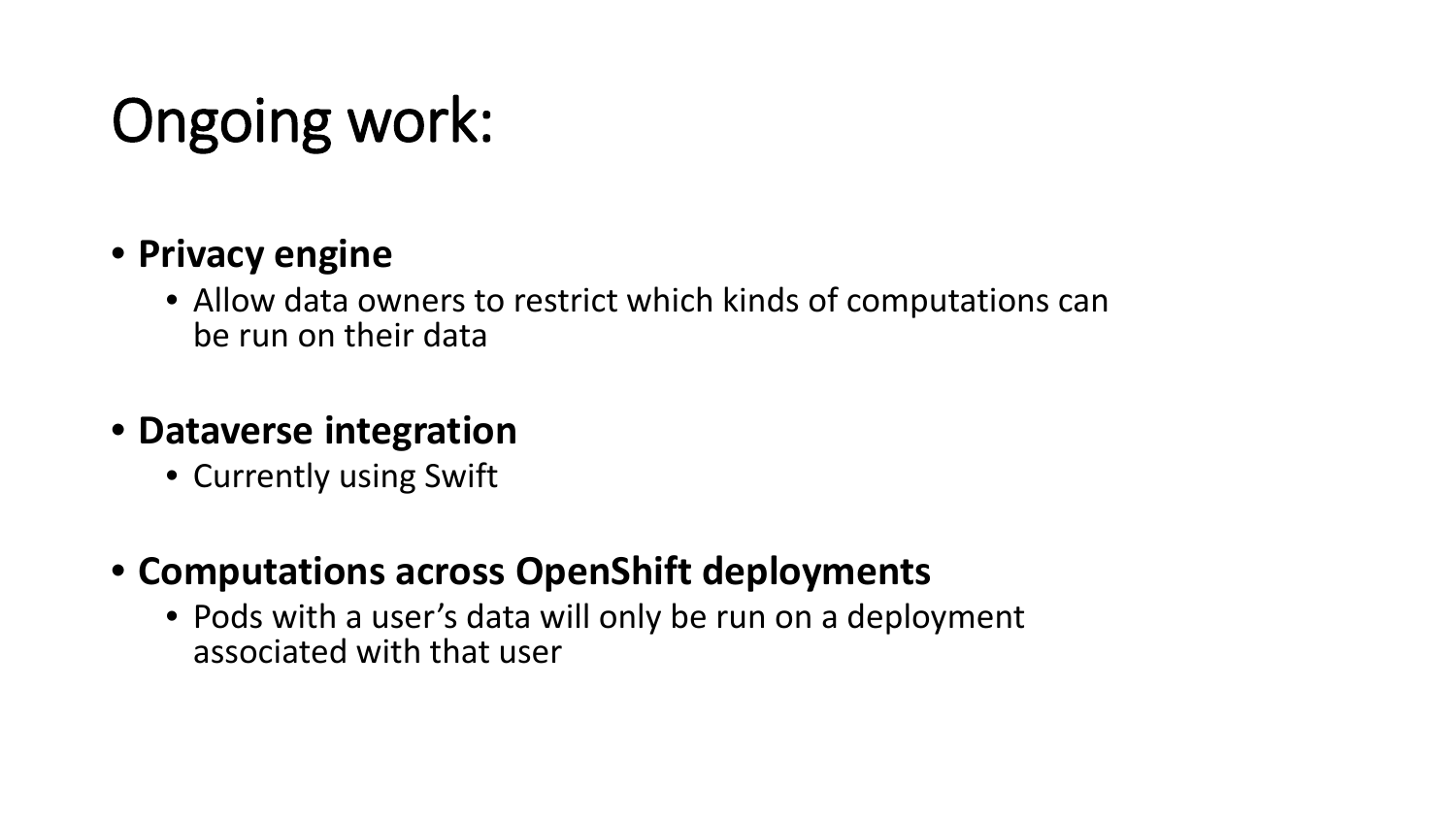# Ongoing work:

- **Privacy engine**
  - Allow data owners to restrict which kinds of computations can be run on their data
- **Dataverse integration**
  - Currently using Swift
- **Computations across OpenShift deployments**
  - Pods with a user's data will only be run on a deployment associated with that user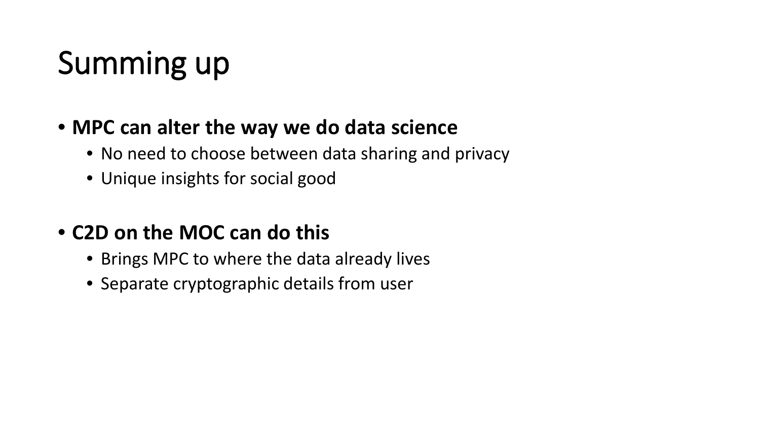# Summing up

- **MPC can alter the way we do data science**
  - No need to choose between data sharing and privacy
  - Unique insights for social good

- **C2D on the MOC can do this**
  - Brings MPC to where the data already lives
  - Separate cryptographic details from user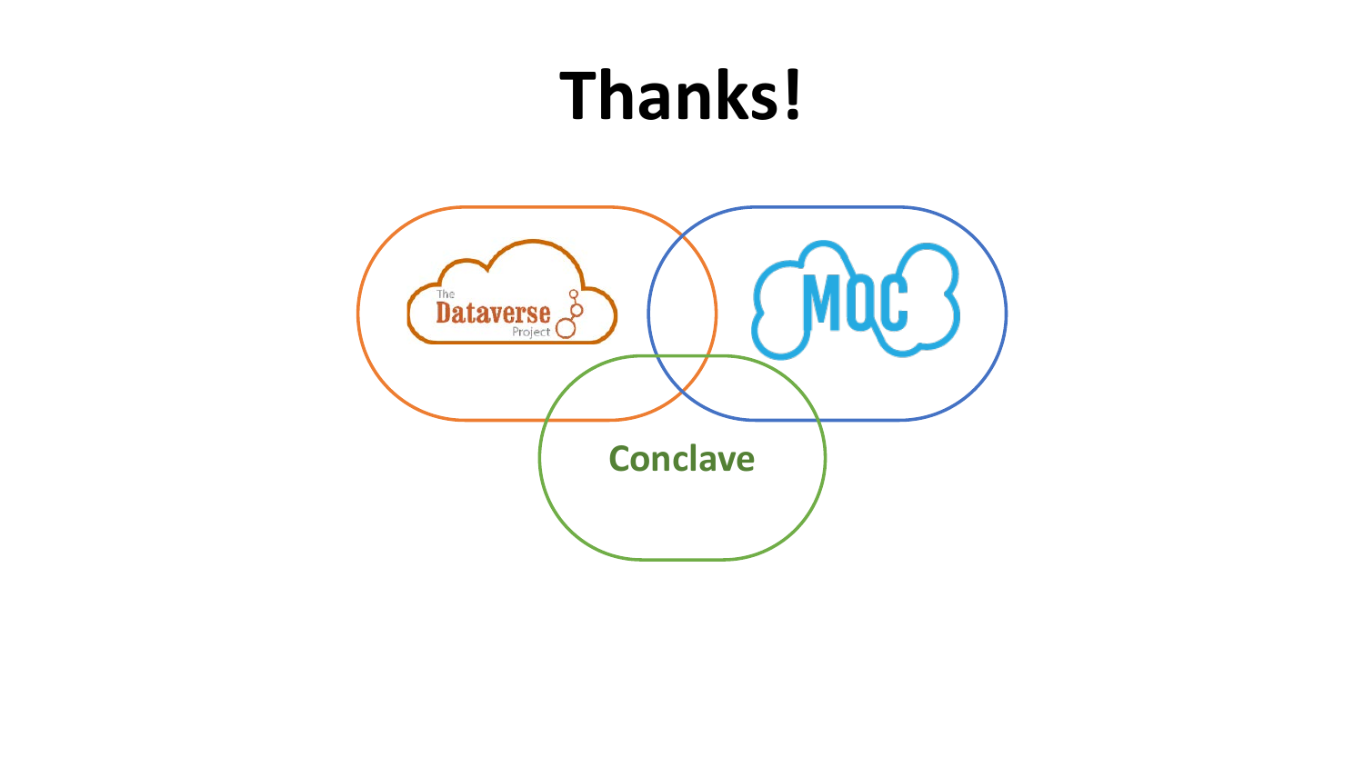# Thanks!

The Dataverse Project

MOC

Conclave